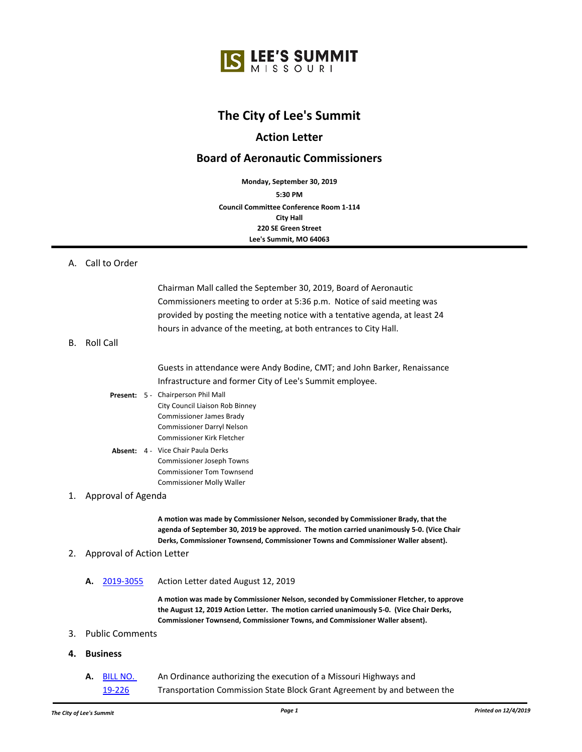LEE'S SUMMIT
MISSOURI

# The City of Lee's Summit

## Action Letter

## Board of Aeronautic Commissioners

**Monday, September 30, 2019**

**5:30 PM**

**Council Committee Conference Room 1-114**
**City Hall**
**220 SE Green Street**
**Lee's Summit, MO 64063**

---

A. Call to Order

Chairman Mall called the September 30, 2019, Board of Aeronautic Commissioners meeting to order at 5:36 p.m. Notice of said meeting was provided by posting the meeting notice with a tentative agenda, at least 24 hours in advance of the meeting, at both entrances to City Hall.

B. Roll Call

Guests in attendance were Andy Bodine, CMT; and John Barker, Renaissance Infrastructure and former City of Lee's Summit employee.

**Present:** 5 - Chairperson Phil Mall
City Council Liaison Rob Binney
Commissioner James Brady
Commissioner Darryl Nelson
Commissioner Kirk Fletcher

**Absent:** 4 - Vice Chair Paula Derks
Commissioner Joseph Towns
Commissioner Tom Townsend
Commissioner Molly Waller

1. Approval of Agenda

**A motion was made by Commissioner Nelson, seconded by Commissioner Brady, that the agenda of September 30, 2019 be approved. The motion carried unanimously 5-0. (Vice Chair Derks, Commissioner Townsend, Commissioner Towns and Commissioner Waller absent).**

2. Approval of Action Letter

**A.** 2019-3055 Action Letter dated August 12, 2019

**A motion was made by Commissioner Nelson, seconded by Commissioner Fletcher, to approve the August 12, 2019 Action Letter. The motion carried unanimously 5-0. (Vice Chair Derks, Commissioner Townsend, Commissioner Towns, and Commissioner Waller absent).**

3. Public Comments

**4. Business**

**A.** BILL NO. 19-226 An Ordinance authorizing the execution of a Missouri Highways and Transportation Commission State Block Grant Agreement by and between the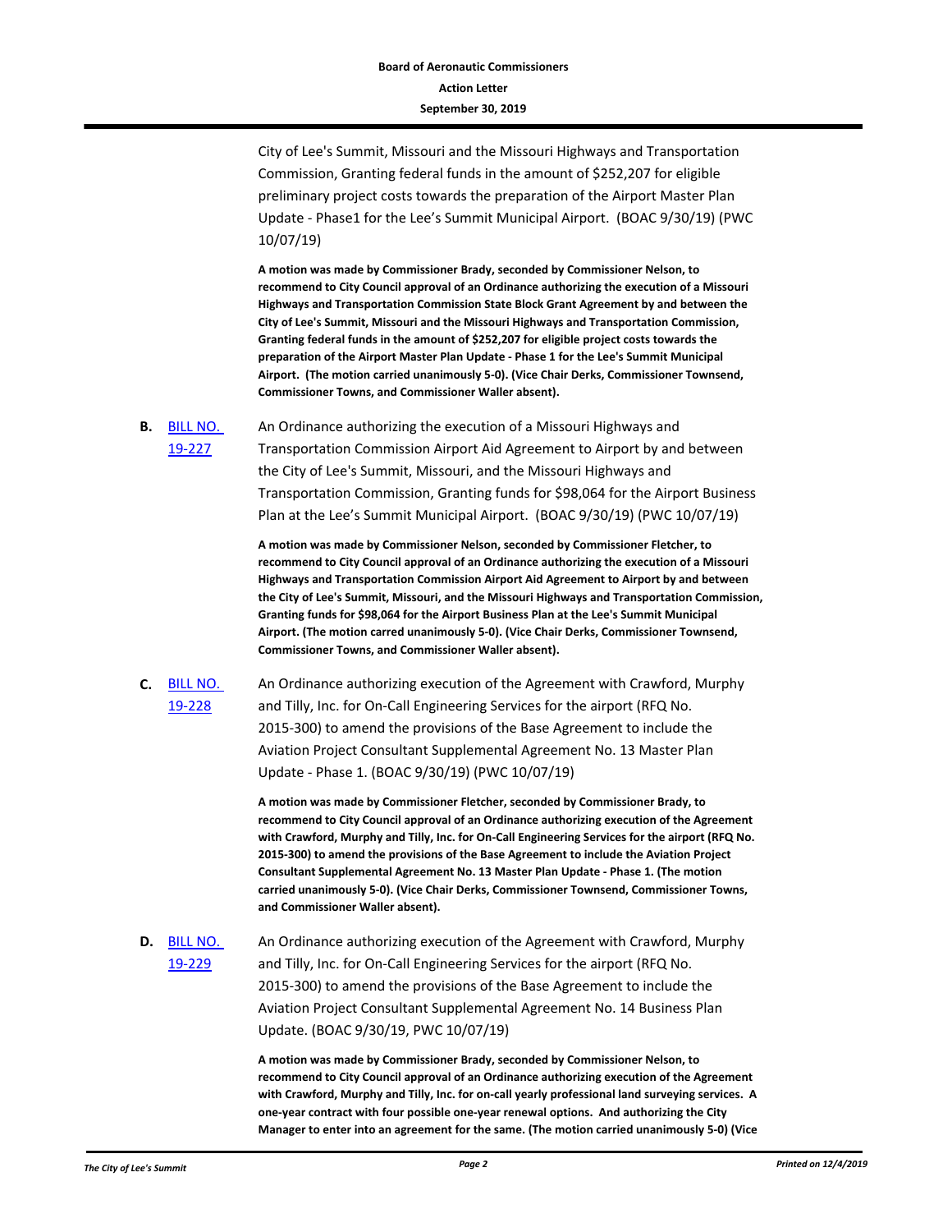City of Lee's Summit, Missouri and the Missouri Highways and Transportation Commission, Granting federal funds in the amount of $252,207 for eligible preliminary project costs towards the preparation of the Airport Master Plan Update - Phase1 for the Lee's Summit Municipal Airport. (BOAC 9/30/19) (PWC 10/07/19)

**A motion was made by Commissioner Brady, seconded by Commissioner Nelson, to recommend to City Council approval of an Ordinance authorizing the execution of a Missouri Highways and Transportation Commission State Block Grant Agreement by and between the City of Lee's Summit, Missouri and the Missouri Highways and Transportation Commission, Granting federal funds in the amount of $252,207 for eligible project costs towards the preparation of the Airport Master Plan Update - Phase 1 for the Lee's Summit Municipal Airport. (The motion carried unanimously 5-0). (Vice Chair Derks, Commissioner Townsend, Commissioner Towns, and Commissioner Waller absent).**

**B.** BILL NO. 19-227 An Ordinance authorizing the execution of a Missouri Highways and Transportation Commission Airport Aid Agreement to Airport by and between the City of Lee's Summit, Missouri, and the Missouri Highways and Transportation Commission, Granting funds for $98,064 for the Airport Business Plan at the Lee's Summit Municipal Airport. (BOAC 9/30/19) (PWC 10/07/19)

**A motion was made by Commissioner Nelson, seconded by Commissioner Fletcher, to recommend to City Council approval of an Ordinance authorizing the execution of a Missouri Highways and Transportation Commission Airport Aid Agreement to Airport by and between the City of Lee's Summit, Missouri, and the Missouri Highways and Transportation Commission, Granting funds for $98,064 for the Airport Business Plan at the Lee's Summit Municipal Airport. (The motion carred unanimously 5-0). (Vice Chair Derks, Commissioner Townsend, Commissioner Towns, and Commissioner Waller absent).**

**C.** BILL NO. 19-228 An Ordinance authorizing execution of the Agreement with Crawford, Murphy and Tilly, Inc. for On-Call Engineering Services for the airport (RFQ No. 2015-300) to amend the provisions of the Base Agreement to include the Aviation Project Consultant Supplemental Agreement No. 13 Master Plan Update - Phase 1. (BOAC 9/30/19) (PWC 10/07/19)

**A motion was made by Commissioner Fletcher, seconded by Commissioner Brady, to recommend to City Council approval of an Ordinance authorizing execution of the Agreement with Crawford, Murphy and Tilly, Inc. for On-Call Engineering Services for the airport (RFQ No. 2015-300) to amend the provisions of the Base Agreement to include the Aviation Project Consultant Supplemental Agreement No. 13 Master Plan Update - Phase 1. (The motion carried unanimously 5-0). (Vice Chair Derks, Commissioner Townsend, Commissioner Towns, and Commissioner Waller absent).**

**D.** BILL NO. 19-229 An Ordinance authorizing execution of the Agreement with Crawford, Murphy and Tilly, Inc. for On-Call Engineering Services for the airport (RFQ No. 2015-300) to amend the provisions of the Base Agreement to include the Aviation Project Consultant Supplemental Agreement No. 14 Business Plan Update. (BOAC 9/30/19, PWC 10/07/19)

**A motion was made by Commissioner Brady, seconded by Commissioner Nelson, to recommend to City Council approval of an Ordinance authorizing execution of the Agreement with Crawford, Murphy and Tilly, Inc. for on-call yearly professional land surveying services. A one-year contract with four possible one-year renewal options. And authorizing the City Manager to enter into an agreement for the same. (The motion carried unanimously 5-0) (Vice**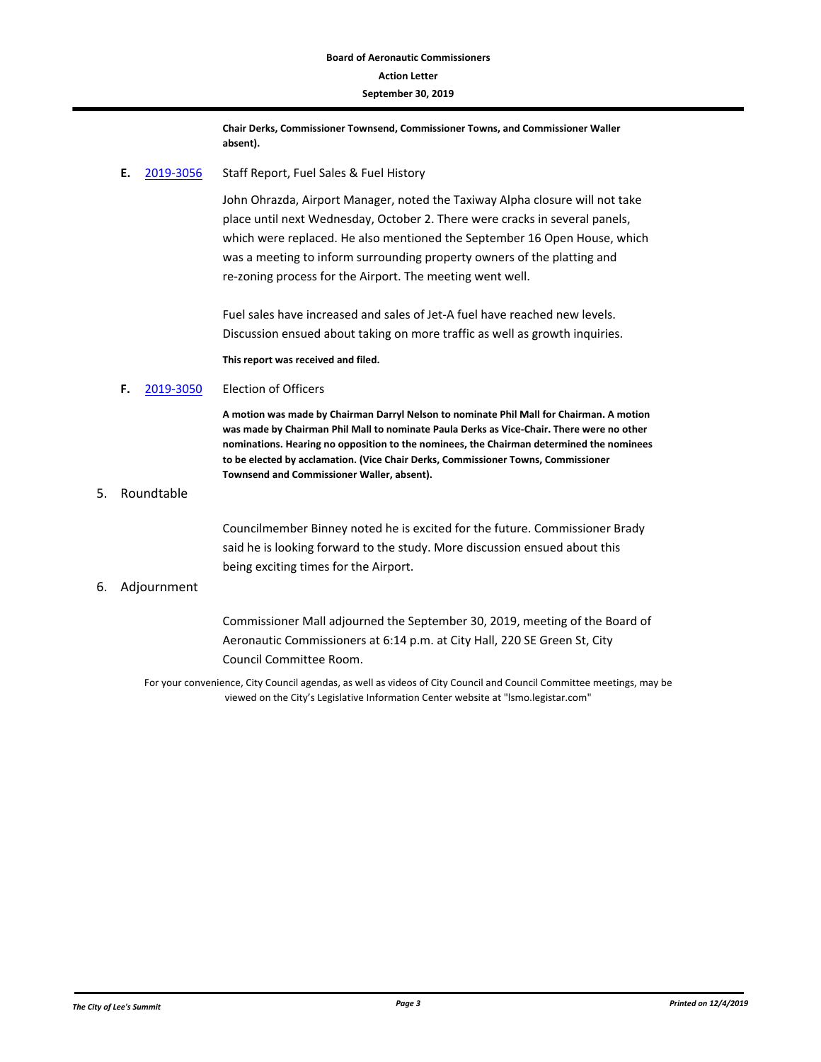**Chair Derks, Commissioner Townsend, Commissioner Towns, and Commissioner Waller absent).**

**E.** 2019-3056 Staff Report, Fuel Sales & Fuel History

John Ohrazda, Airport Manager, noted the Taxiway Alpha closure will not take place until next Wednesday, October 2. There were cracks in several panels, which were replaced. He also mentioned the September 16 Open House, which was a meeting to inform surrounding property owners of the platting and re-zoning process for the Airport. The meeting went well.

Fuel sales have increased and sales of Jet-A fuel have reached new levels. Discussion ensued about taking on more traffic as well as growth inquiries.

**This report was received and filed.**

**F.** 2019-3050 Election of Officers

**A motion was made by Chairman Darryl Nelson to nominate Phil Mall for Chairman. A motion was made by Chairman Phil Mall to nominate Paula Derks as Vice-Chair. There were no other nominations. Hearing no opposition to the nominees, the Chairman determined the nominees to be elected by acclamation. (Vice Chair Derks, Commissioner Towns, Commissioner Townsend and Commissioner Waller, absent).**

5. Roundtable

Councilmember Binney noted he is excited for the future. Commissioner Brady said he is looking forward to the study. More discussion ensued about this being exciting times for the Airport.

6. Adjournment

Commissioner Mall adjourned the September 30, 2019, meeting of the Board of Aeronautic Commissioners at 6:14 p.m. at City Hall, 220 SE Green St, City Council Committee Room.

For your convenience, City Council agendas, as well as videos of City Council and Council Committee meetings, may be viewed on the City's Legislative Information Center website at "lsmo.legistar.com"